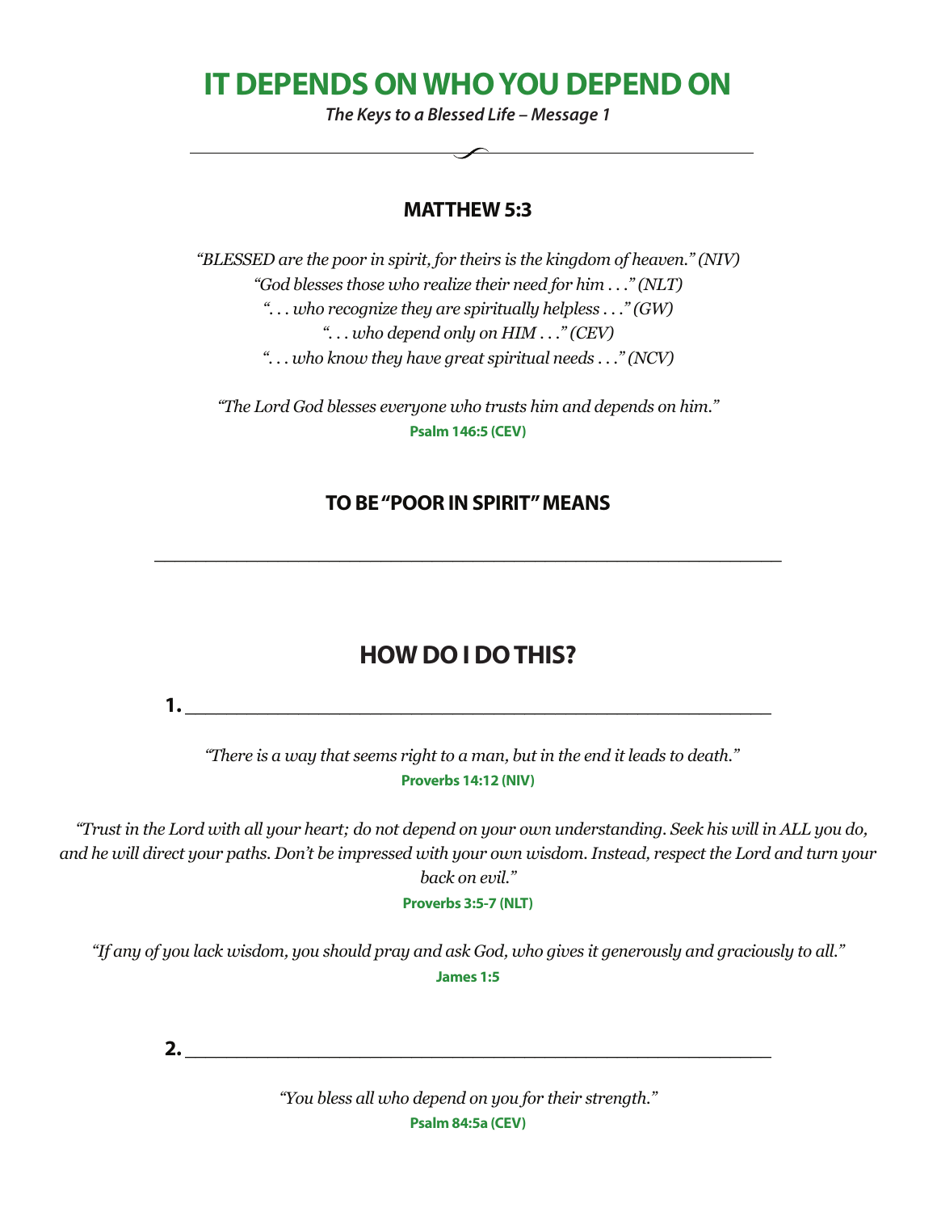# IT DEPENDS ON WHO YOU DEPEND ON

***The Keys to a Blessed Life – Message 1***

---

## MATTHEW 5:3

*"BLESSED are the poor in spirit, for theirs is the kingdom of heaven." (NIV)*
*"God blesses those who realize their need for him . . ." (NLT)*
*". . . who recognize they are spiritually helpless . . ." (GW)*
*". . . who depend only on HIM . . ." (CEV)*
*". . . who know they have great spiritual needs . . ." (NCV)*

*"The Lord God blesses everyone who trusts him and depends on him."*
**Psalm 146:5 (CEV)**

## TO BE "POOR IN SPIRIT" MEANS

______________________________________________________________

## HOW DO I DO THIS?

**1.** ______________________________________________________

*"There is a way that seems right to a man, but in the end it leads to death."*
**Proverbs 14:12 (NIV)**

*"Trust in the Lord with all your heart; do not depend on your own understanding. Seek his will in ALL you do, and he will direct your paths. Don't be impressed with your own wisdom. Instead, respect the Lord and turn your back on evil."*
**Proverbs 3:5-7 (NLT)**

*"If any of you lack wisdom, you should pray and ask God, who gives it generously and graciously to all."*
**James 1:5**

**2.** ______________________________________________________

*"You bless all who depend on you for their strength."*
**Psalm 84:5a (CEV)**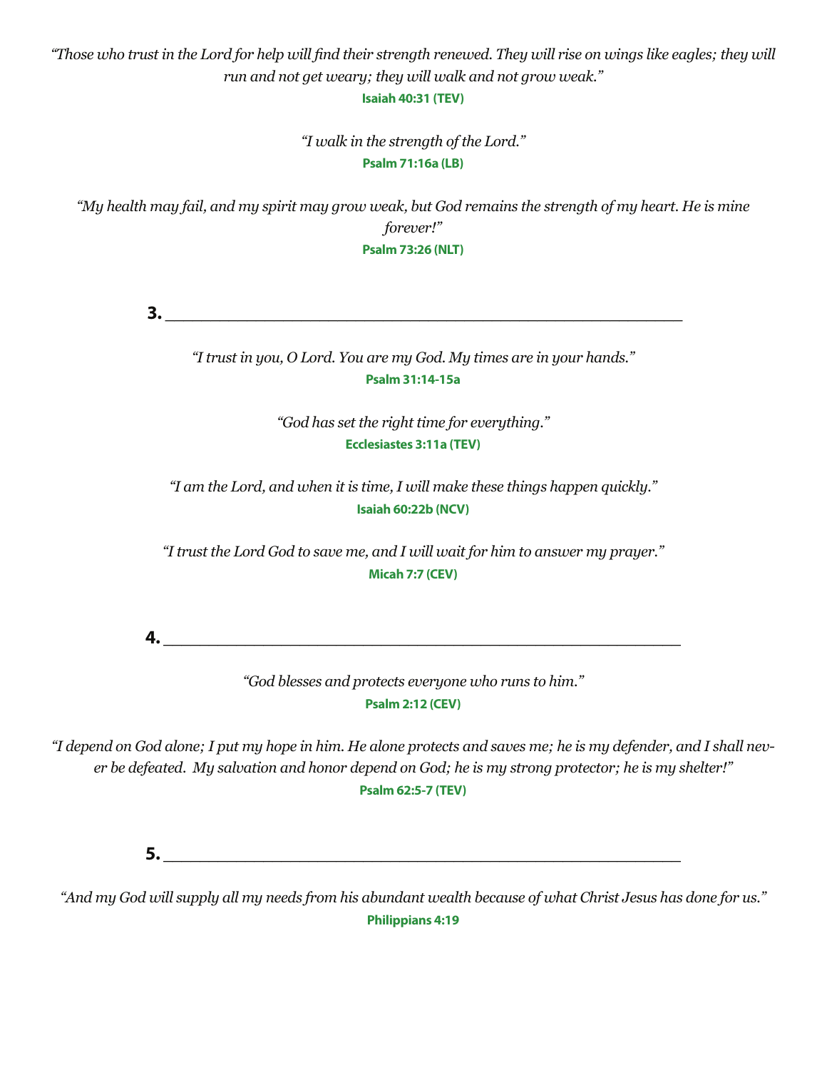*"Those who trust in the Lord for help will find their strength renewed. They will rise on wings like eagles; they will run and not get weary; they will walk and not grow weak."*
**Isaiah 40:31 (TEV)**

*"I walk in the strength of the Lord."*
**Psalm 71:16a (LB)**

*"My health may fail, and my spirit may grow weak, but God remains the strength of my heart. He is mine forever!"*
**Psalm 73:26 (NLT)**

**3.** ___________________________________________________________

*"I trust in you, O Lord. You are my God. My times are in your hands."*
**Psalm 31:14-15a**

*"God has set the right time for everything."*
**Ecclesiastes 3:11a (TEV)**

*"I am the Lord, and when it is time, I will make these things happen quickly."*
**Isaiah 60:22b (NCV)**

*"I trust the Lord God to save me, and I will wait for him to answer my prayer."*
**Micah 7:7 (CEV)**

**4.** ___________________________________________________________

*"God blesses and protects everyone who runs to him."*
**Psalm 2:12 (CEV)**

*"I depend on God alone; I put my hope in him. He alone protects and saves me; he is my defender, and I shall never be defeated. My salvation and honor depend on God; he is my strong protector; he is my shelter!"*
**Psalm 62:5-7 (TEV)**

**5.** ___________________________________________________________

*"And my God will supply all my needs from his abundant wealth because of what Christ Jesus has done for us."*
**Philippians 4:19**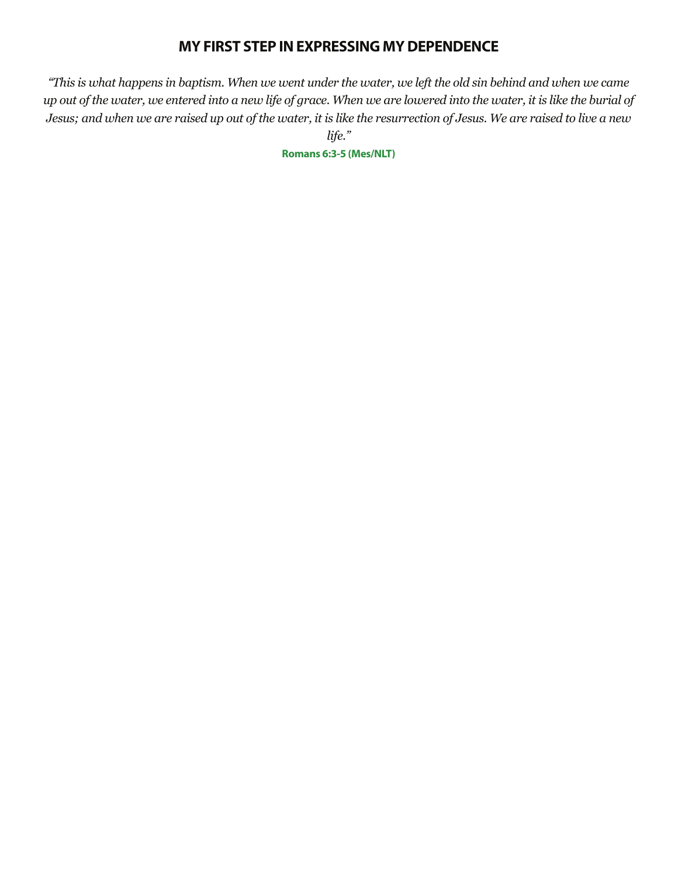# MY FIRST STEP IN EXPRESSING MY DEPENDENCE

*"This is what happens in baptism. When we went under the water, we left the old sin behind and when we came up out of the water, we entered into a new life of grace. When we are lowered into the water, it is like the burial of Jesus; and when we are raised up out of the water, it is like the resurrection of Jesus. We are raised to live a new life."*

**Romans 6:3-5 (Mes/NLT)**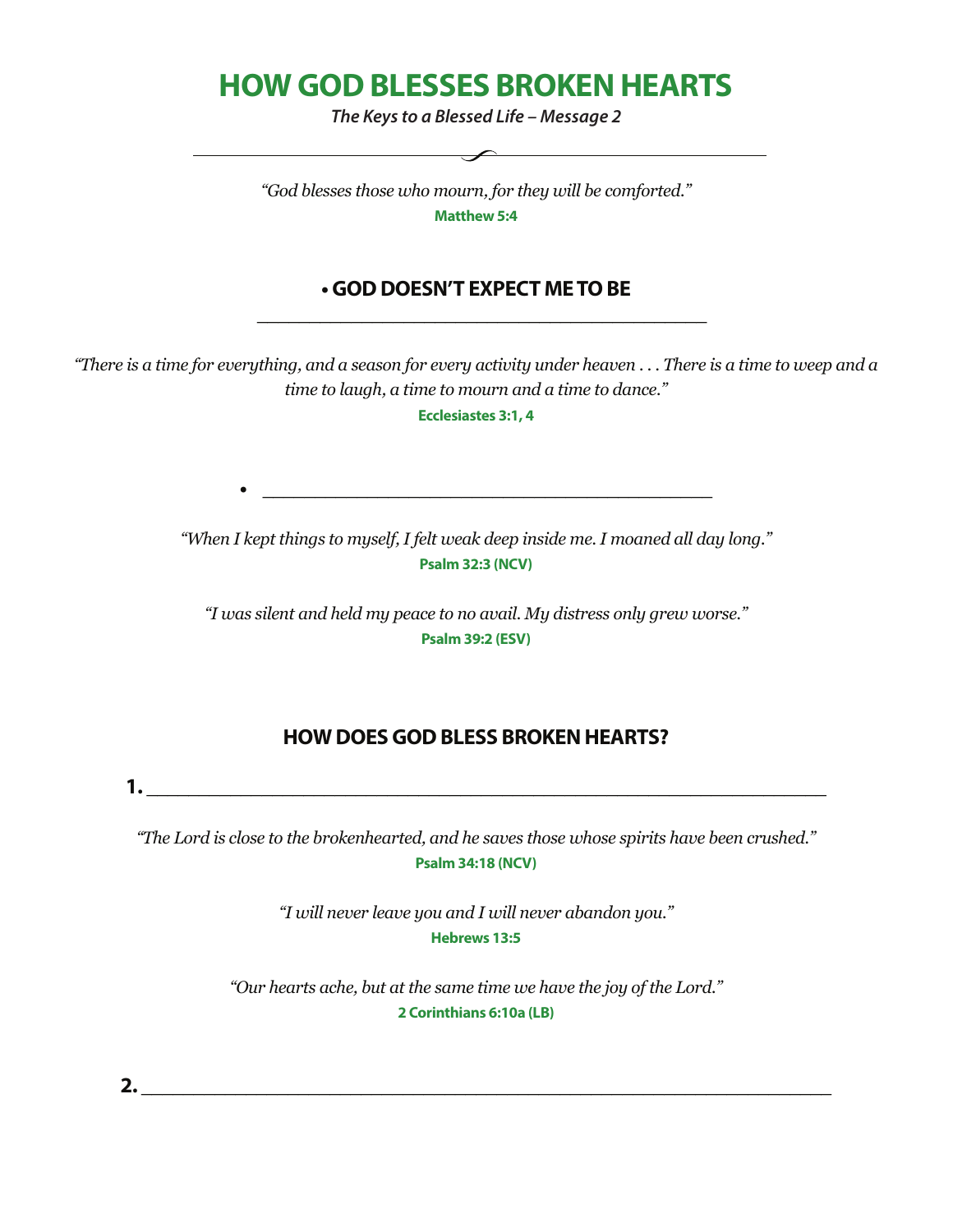# HOW GOD BLESSES BROKEN HEARTS

***The Keys to a Blessed Life – Message 2***

---

*"God blesses those who mourn, for they will be comforted."*

**Matthew 5:4**

## • GOD DOESN'T EXPECT ME TO BE

______________________________________________

*"There is a time for everything, and a season for every activity under heaven . . . There is a time to weep and a time to laugh, a time to mourn and a time to dance."*

**Ecclesiastes 3:1, 4**

• ______________________________________________

*"When I kept things to myself, I felt weak deep inside me. I moaned all day long."*

**Psalm 32:3 (NCV)**

*"I was silent and held my peace to no avail. My distress only grew worse."*

**Psalm 39:2 (ESV)**

## HOW DOES GOD BLESS BROKEN HEARTS?

**1.** ______________________________________________________________

*"The Lord is close to the brokenhearted, and he saves those whose spirits have been crushed."*

**Psalm 34:18 (NCV)**

*"I will never leave you and I will never abandon you."*

**Hebrews 13:5**

*"Our hearts ache, but at the same time we have the joy of the Lord."*

**2 Corinthians 6:10a (LB)**

**2.** ______________________________________________________________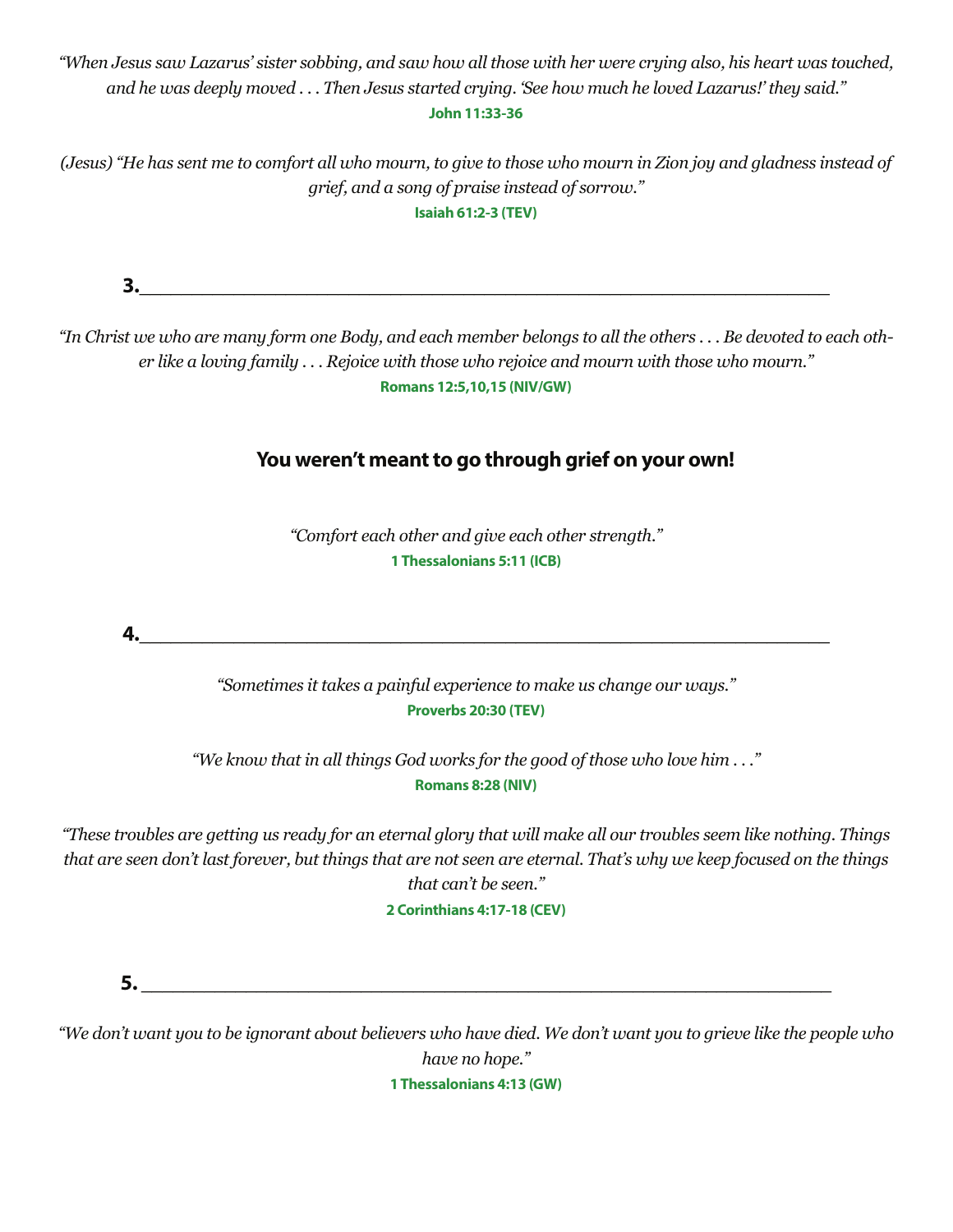*"When Jesus saw Lazarus' sister sobbing, and saw how all those with her were crying also, his heart was touched, and he was deeply moved . . . Then Jesus started crying. 'See how much he loved Lazarus!' they said."*

**John 11:33-36**

*(Jesus) "He has sent me to comfort all who mourn, to give to those who mourn in Zion joy and gladness instead of grief, and a song of praise instead of sorrow."*

**Isaiah 61:2-3 (TEV)**

**3.**\_\_\_\_\_\_\_\_\_\_\_\_\_\_\_\_\_\_\_\_\_\_\_\_\_\_\_\_\_\_\_\_\_\_\_\_\_\_\_\_\_\_\_\_\_\_\_\_\_\_\_\_\_\_\_\_\_\_\_\_

*"In Christ we who are many form one Body, and each member belongs to all the others . . . Be devoted to each other like a loving family . . . Rejoice with those who rejoice and mourn with those who mourn."*

**Romans 12:5,10,15 (NIV/GW)**

**You weren't meant to go through grief on your own!**

*"Comfort each other and give each other strength."*

**1 Thessalonians 5:11 (ICB)**

**4.**\_\_\_\_\_\_\_\_\_\_\_\_\_\_\_\_\_\_\_\_\_\_\_\_\_\_\_\_\_\_\_\_\_\_\_\_\_\_\_\_\_\_\_\_\_\_\_\_\_\_\_\_\_\_\_\_\_\_\_\_

*"Sometimes it takes a painful experience to make us change our ways."*

**Proverbs 20:30 (TEV)**

*"We know that in all things God works for the good of those who love him . . ."*

**Romans 8:28 (NIV)**

*"These troubles are getting us ready for an eternal glory that will make all our troubles seem like nothing. Things that are seen don't last forever, but things that are not seen are eternal. That's why we keep focused on the things that can't be seen."*

**2 Corinthians 4:17-18 (CEV)**

**5.** \_\_\_\_\_\_\_\_\_\_\_\_\_\_\_\_\_\_\_\_\_\_\_\_\_\_\_\_\_\_\_\_\_\_\_\_\_\_\_\_\_\_\_\_\_\_\_\_\_\_\_\_\_\_\_\_\_\_\_\_

*"We don't want you to be ignorant about believers who have died. We don't want you to grieve like the people who have no hope."*

**1 Thessalonians 4:13 (GW)**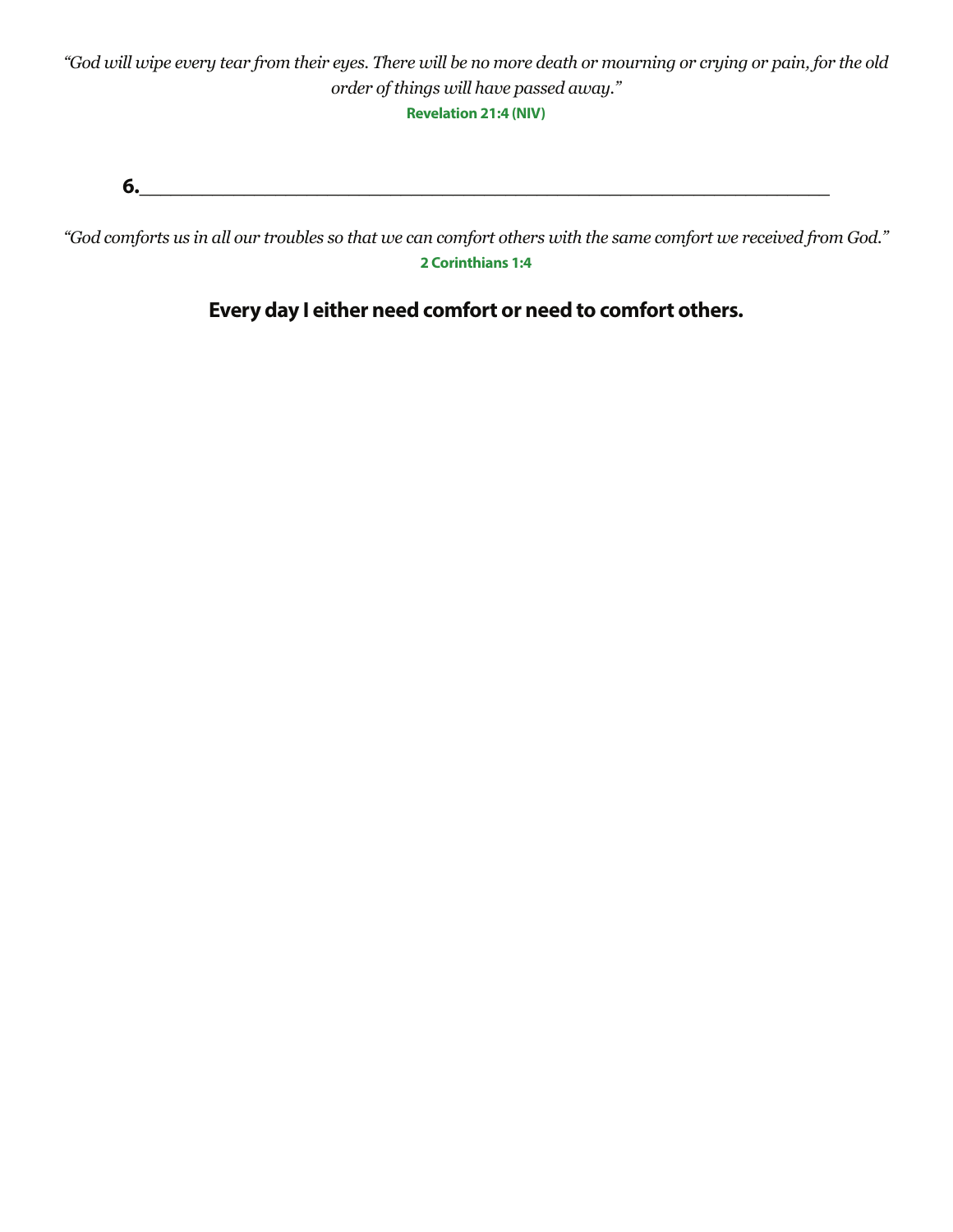*"God will wipe every tear from their eyes. There will be no more death or mourning or crying or pain, for the old order of things will have passed away."*
**Revelation 21:4 (NIV)**

**6.**\_\_\_\_\_\_\_\_\_\_\_\_\_\_\_\_\_\_\_\_\_\_\_\_\_\_\_\_\_\_\_\_\_\_\_\_\_\_\_\_\_\_\_\_\_\_\_\_\_\_\_\_\_\_\_\_\_\_\_\_

*"God comforts us in all our troubles so that we can comfort others with the same comfort we received from God."*
**2 Corinthians 1:4**

**Every day I either need comfort or need to comfort others.**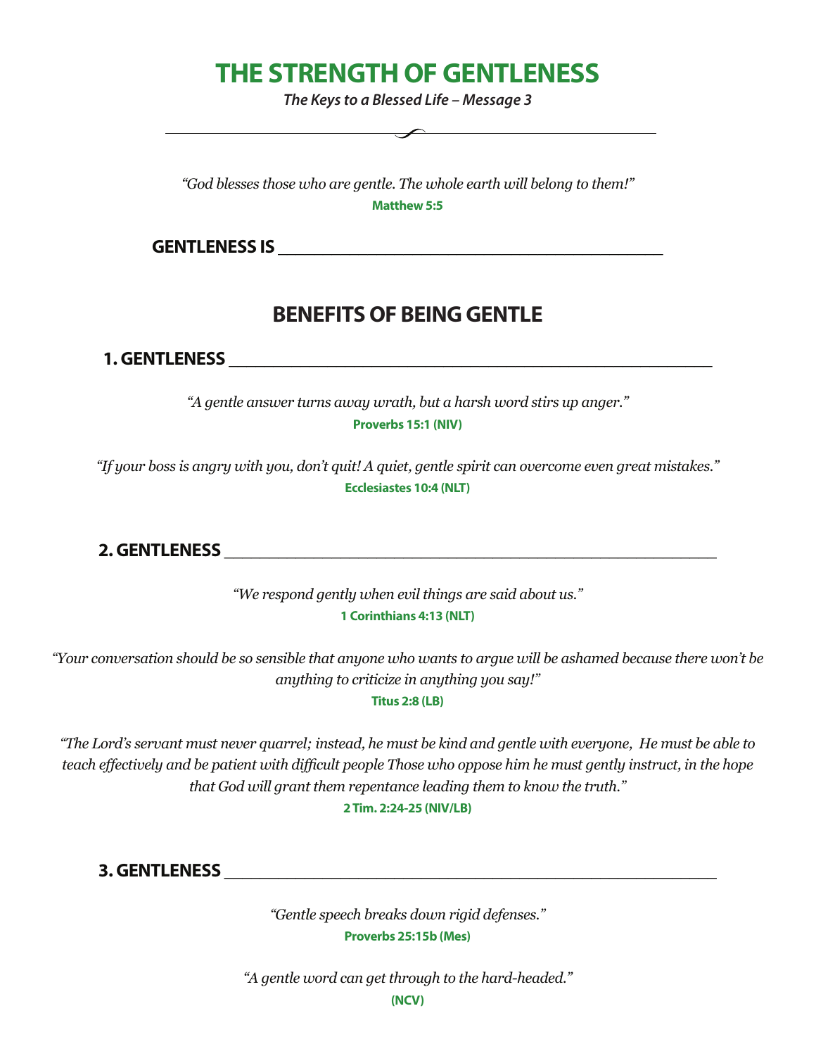# THE STRENGTH OF GENTLENESS

***The Keys to a Blessed Life – Message 3***

*"God blesses those who are gentle. The whole earth will belong to them!"*
**Matthew 5:5**

**GENTLENESS IS ___________________________________________**

## BENEFITS OF BEING GENTLE

**1. GENTLENESS ___________________________________________________**

*"A gentle answer turns away wrath, but a harsh word stirs up anger."*
**Proverbs 15:1 (NIV)**

*"If your boss is angry with you, don't quit! A quiet, gentle spirit can overcome even great mistakes."*
**Ecclesiastes 10:4 (NLT)**

**2. GENTLENESS ___________________________________________________**

*"We respond gently when evil things are said about us."*
**1 Corinthians 4:13 (NLT)**

*"Your conversation should be so sensible that anyone who wants to argue will be ashamed because there won't be anything to criticize in anything you say!"*
**Titus 2:8 (LB)**

*"The Lord's servant must never quarrel; instead, he must be kind and gentle with everyone, He must be able to teach effectively and be patient with difficult people Those who oppose him he must gently instruct, in the hope that God will grant them repentance leading them to know the truth."*
**2 Tim. 2:24-25 (NIV/LB)**

**3. GENTLENESS ___________________________________________________**

*"Gentle speech breaks down rigid defenses."*
**Proverbs 25:15b (Mes)**

*"A gentle word can get through to the hard-headed."*
**(NCV)**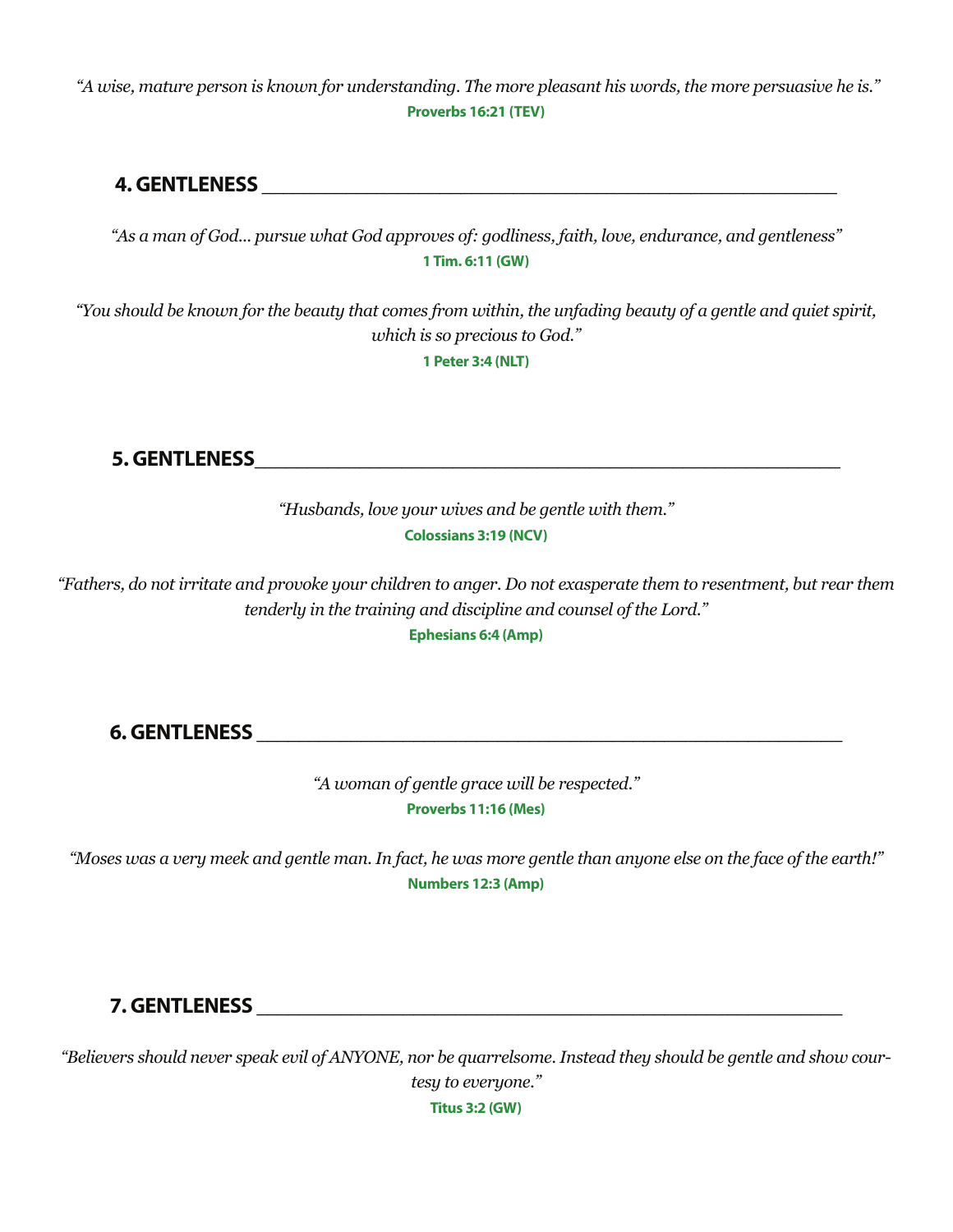*"A wise, mature person is known for understanding. The more pleasant his words, the more persuasive he is."*
**Proverbs 16:21 (TEV)**

## 4. GENTLENESS ______________________________________________

*"As a man of God... pursue what God approves of: godliness, faith, love, endurance, and gentleness"*
**1 Tim. 6:11 (GW)**

*"You should be known for the beauty that comes from within, the unfading beauty of a gentle and quiet spirit, which is so precious to God."*
**1 Peter 3:4 (NLT)**

## 5. GENTLENESS______________________________________________

*"Husbands, love your wives and be gentle with them."*
**Colossians 3:19 (NCV)**

*"Fathers, do not irritate and provoke your children to anger. Do not exasperate them to resentment, but rear them tenderly in the training and discipline and counsel of the Lord."*
**Ephesians 6:4 (Amp)**

## 6. GENTLENESS ______________________________________________

*"A woman of gentle grace will be respected."*
**Proverbs 11:16 (Mes)**

*"Moses was a very meek and gentle man. In fact, he was more gentle than anyone else on the face of the earth!"*
**Numbers 12:3 (Amp)**

## 7. GENTLENESS ______________________________________________

*"Believers should never speak evil of ANYONE, nor be quarrelsome. Instead they should be gentle and show courtesy to everyone."*
**Titus 3:2 (GW)**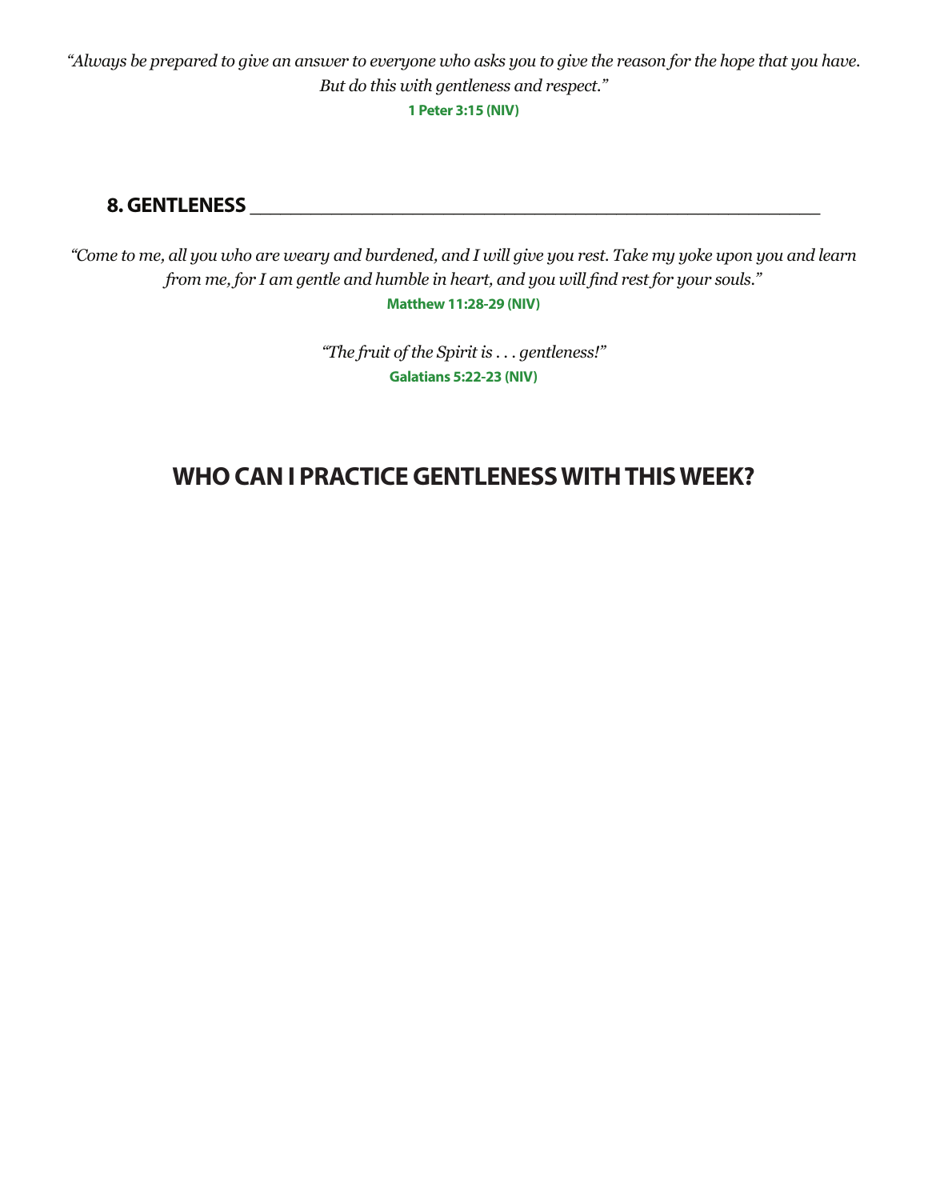*"Always be prepared to give an answer to everyone who asks you to give the reason for the hope that you have. But do this with gentleness and respect."*

**1 Peter 3:15 (NIV)**

**8. GENTLESS** ___

*"Come to me, all you who are weary and burdened, and I will give you rest. Take my yoke upon you and learn from me, for I am gentle and humble in heart, and you will find rest for your souls."*

**Matthew 11:28-29 (NIV)**

*"The fruit of the Spirit is . . . gentleness!"*

**Galatians 5:22-23 (NIV)**

## WHO CAN I PRACTICE GENTLENESS WITH THIS WEEK?

*"Always be prepared to give an answer to everyone who asks you to give the reason for the hope that you have. But do this with gentleness and respect."*

**1 Peter 3:15 (NIV)**

**8. GENTLENESS** ___

*"Come to me, all you who are weary and burdened, and I will give you rest. Take my yoke upon you and learn from me, for I am gentle and humble in heart, and you will find rest for your souls."*

**Matthew 11:28-29 (NIV)**

*"The fruit of the Spirit is . . . gentleness!"*

**Galatians 5:22-23 (NIV)**

## WHO CAN I PRACTICE GENTLENESS WITH THIS WEEK?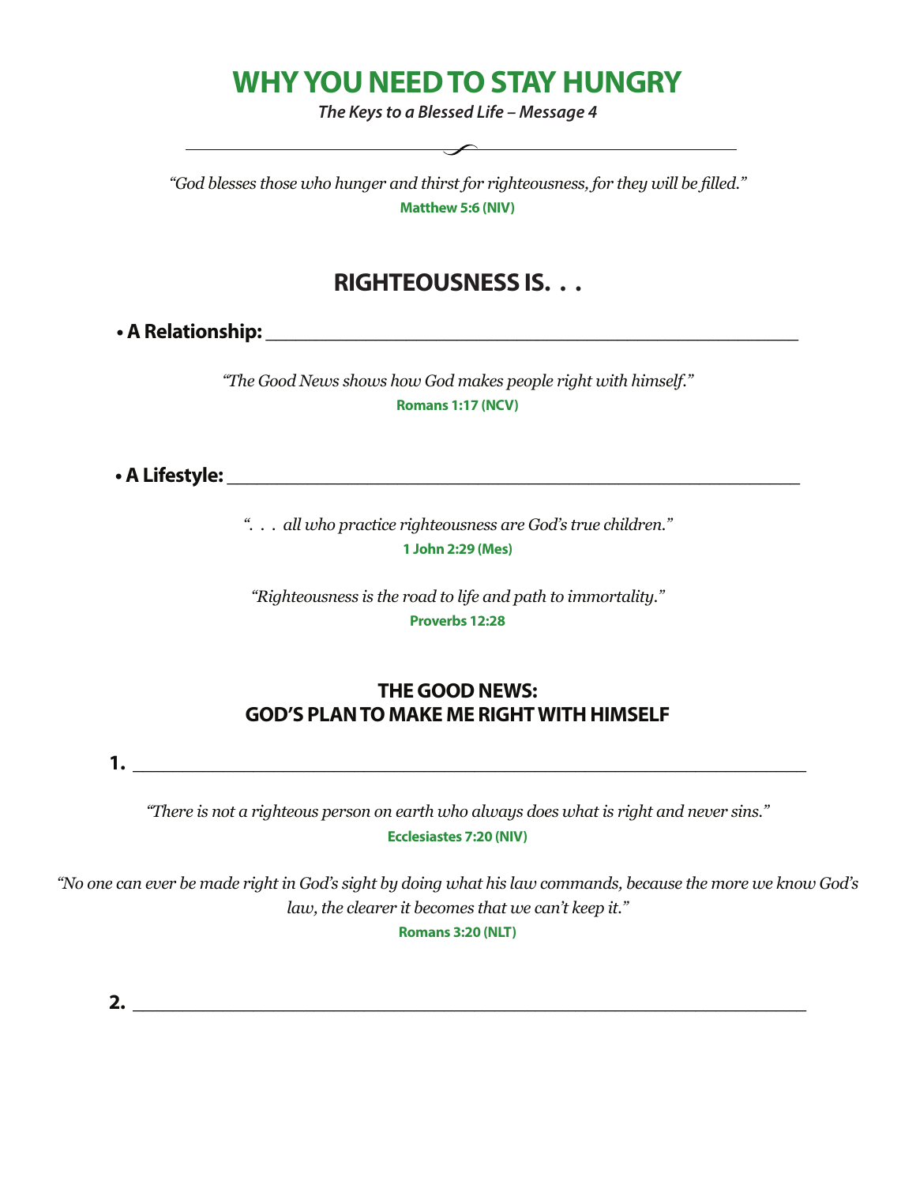# WHY YOU NEED TO STAY HUNGRY

***The Keys to a Blessed Life – Message 4***

---

*"God blesses those who hunger and thirst for righteousness, for they will be filled."*
**Matthew 5:6 (NIV)**

## RIGHTEOUSNESS IS. . .

- **A Relationship:** ______________________________________________

*"The Good News shows how God makes people right with himself."*
**Romans 1:17 (NCV)**

- **A Lifestyle:** ______________________________________________

*". . . all who practice righteousness are God's true children."*
**1 John 2:29 (Mes)**

*"Righteousness is the road to life and path to immortality."*
**Proverbs 12:28**

### THE GOOD NEWS: GOD'S PLAN TO MAKE ME RIGHT WITH HIMSELF

**1.** ______________________________________________

*"There is not a righteous person on earth who always does what is right and never sins."*
**Ecclesiastes 7:20 (NIV)**

*"No one can ever be made right in God's sight by doing what his law commands, because the more we know God's law, the clearer it becomes that we can't keep it."*
**Romans 3:20 (NLT)**

**2.** ______________________________________________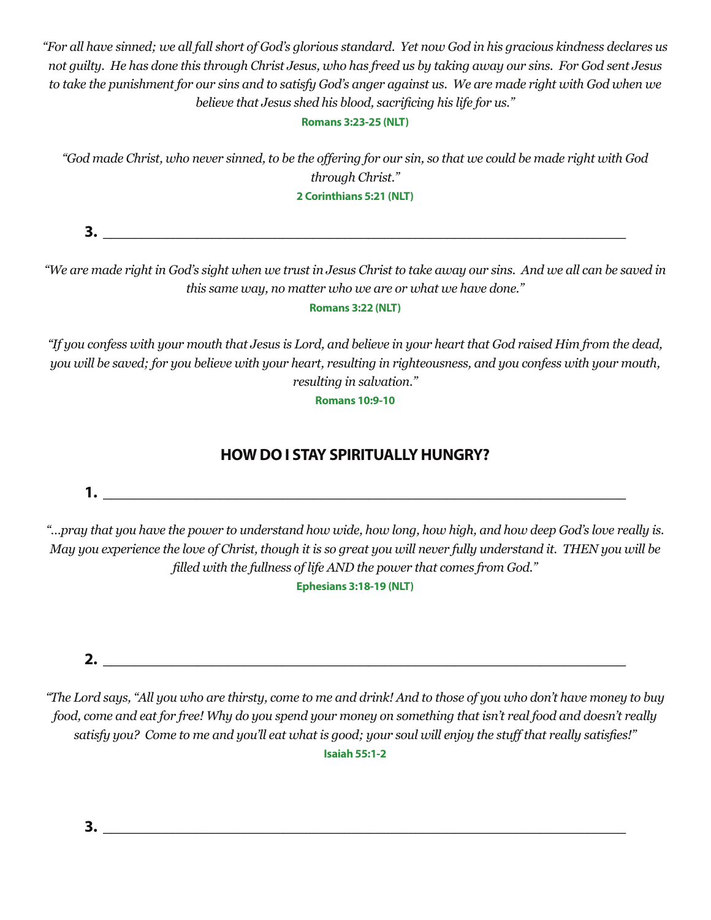*"For all have sinned; we all fall short of God's glorious standard. Yet now God in his gracious kindness declares us not guilty. He has done this through Christ Jesus, who has freed us by taking away our sins. For God sent Jesus to take the punishment for our sins and to satisfy God's anger against us. We are made right with God when we believe that Jesus shed his blood, sacrificing his life for us."*

**Romans 3:23-25 (NLT)**

*"God made Christ, who never sinned, to be the offering for our sin, so that we could be made right with God through Christ."*

**2 Corinthians 5:21 (NLT)**

**3.** ______________________________________________________________

*"We are made right in God's sight when we trust in Jesus Christ to take away our sins. And we all can be saved in this same way, no matter who we are or what we have done."*

**Romans 3:22 (NLT)**

*"If you confess with your mouth that Jesus is Lord, and believe in your heart that God raised Him from the dead, you will be saved; for you believe with your heart, resulting in righteousness, and you confess with your mouth, resulting in salvation."*

**Romans 10:9-10**

## HOW DO I STAY SPIRITUALLY HUNGRY?

**1.** ______________________________________________________________

*"...pray that you have the power to understand how wide, how long, how high, and how deep God's love really is. May you experience the love of Christ, though it is so great you will never fully understand it. THEN you will be filled with the fullness of life AND the power that comes from God."*

**Ephesians 3:18-19 (NLT)**

**2.** ______________________________________________________________

*"The Lord says, "All you who are thirsty, come to me and drink! And to those of you who don't have money to buy food, come and eat for free! Why do you spend your money on something that isn't real food and doesn't really satisfy you? Come to me and you'll eat what is good; your soul will enjoy the stuff that really satisfies!"*

**Isaiah 55:1-2**

**3.** ______________________________________________________________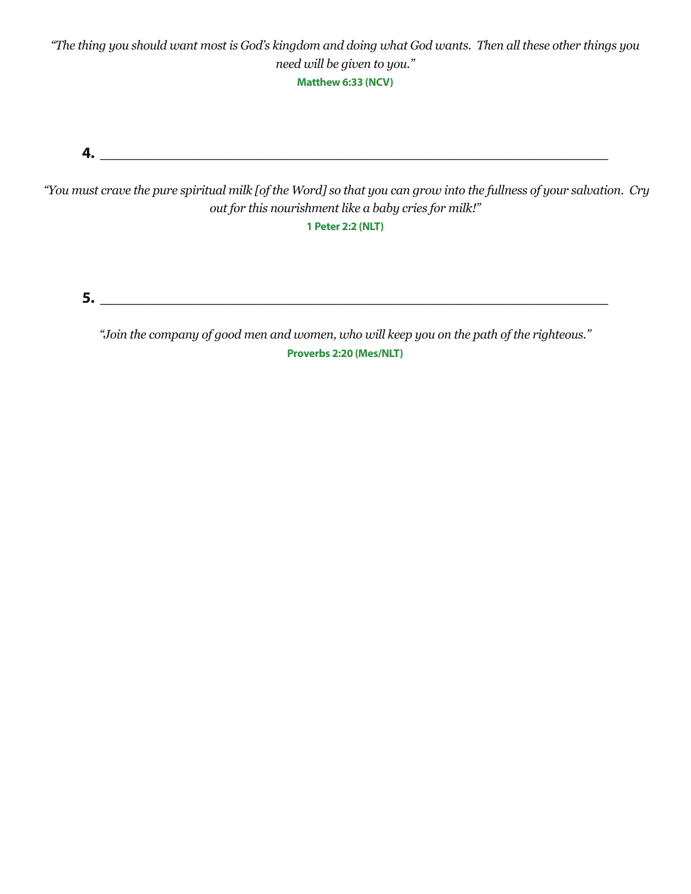*"The thing you should want most is God's kingdom and doing what God wants. Then all these other things you need will be given to you."*

**Matthew 6:33 (NCV)**

**4.** ______________________________________________________________

*"You must crave the pure spiritual milk [of the Word] so that you can grow into the fullness of your salvation. Cry out for this nourishment like a baby cries for milk!"*

**1 Peter 2:2 (NLT)**

**5.** ______________________________________________________________

*"Join the company of good men and women, who will keep you on the path of the righteous."*

**Proverbs 2:20 (Mes/NLT)**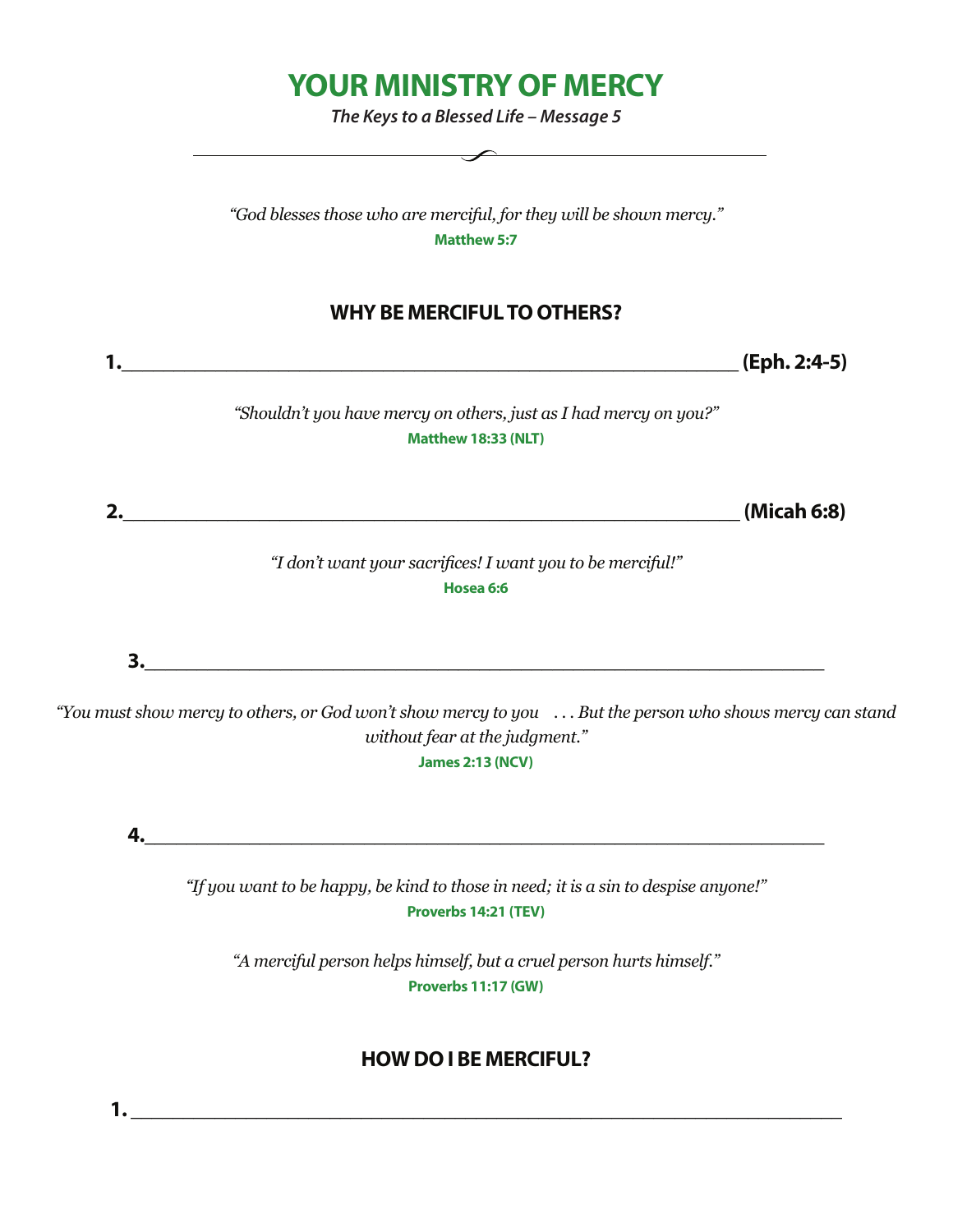# YOUR MINISTRY OF MERCY

***The Keys to a Blessed Life – Message 5***

*"God blesses those who are merciful, for they will be shown mercy."*
**Matthew 5:7**

## WHY BE MERCIFUL TO OTHERS?

**1.\_\_\_\_\_\_\_\_\_\_\_\_\_\_\_\_\_\_\_\_\_\_\_\_\_\_\_\_\_\_\_\_\_\_\_\_\_\_\_\_\_\_\_\_\_\_\_\_\_\_\_\_\_\_\_ (Eph. 2:4-5)**

*"Shouldn't you have mercy on others, just as I had mercy on you?"*
**Matthew 18:33 (NLT)**

**2.\_\_\_\_\_\_\_\_\_\_\_\_\_\_\_\_\_\_\_\_\_\_\_\_\_\_\_\_\_\_\_\_\_\_\_\_\_\_\_\_\_\_\_\_\_\_\_\_\_\_\_\_\_\_\_ (Micah 6:8)**

*"I don't want your sacrifices! I want you to be merciful!"*
**Hosea 6:6**

**3.\_\_\_\_\_\_\_\_\_\_\_\_\_\_\_\_\_\_\_\_\_\_\_\_\_\_\_\_\_\_\_\_\_\_\_\_\_\_\_\_\_\_\_\_\_\_\_\_\_\_\_\_\_\_\_\_\_\_\_\_\_\_**

*"You must show mercy to others, or God won't show mercy to you . . . But the person who shows mercy can stand without fear at the judgment."*
**James 2:13 (NCV)**

**4.\_\_\_\_\_\_\_\_\_\_\_\_\_\_\_\_\_\_\_\_\_\_\_\_\_\_\_\_\_\_\_\_\_\_\_\_\_\_\_\_\_\_\_\_\_\_\_\_\_\_\_\_\_\_\_\_\_\_\_\_\_\_**

*"If you want to be happy, be kind to those in need; it is a sin to despise anyone!"*
**Proverbs 14:21 (TEV)**

*"A merciful person helps himself, but a cruel person hurts himself."*
**Proverbs 11:17 (GW)**

## HOW DO I BE MERCIFUL?

**1. \_\_\_\_\_\_\_\_\_\_\_\_\_\_\_\_\_\_\_\_\_\_\_\_\_\_\_\_\_\_\_\_\_\_\_\_\_\_\_\_\_\_\_\_\_\_\_\_\_\_\_\_\_\_\_\_\_\_\_\_\_\_\_\_\_**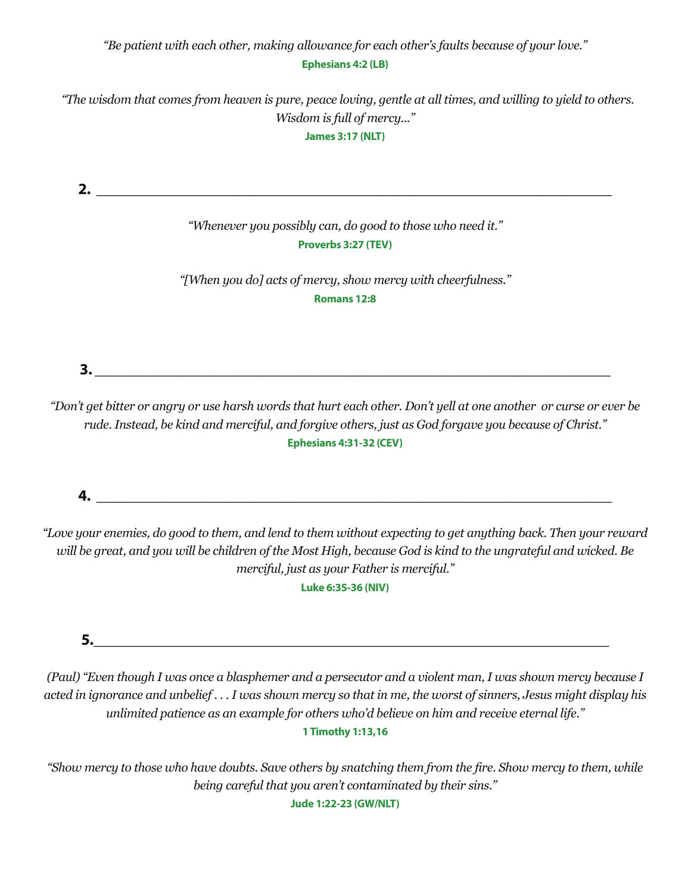*"Be patient with each other, making allowance for each other's faults because of your love."*
**Ephesians 4:2 (LB)**

*"The wisdom that comes from heaven is pure, peace loving, gentle at all times, and willing to yield to others. Wisdom is full of mercy..."*
**James 3:17 (NLT)**

**2.** ______________________________________________________________

*"Whenever you possibly can, do good to those who need it."*
**Proverbs 3:27 (TEV)**

*"[When you do] acts of mercy, show mercy with cheerfulness."*
**Romans 12:8**

**3.** ______________________________________________________________

*"Don't get bitter or angry or use harsh words that hurt each other. Don't yell at one another or curse or ever be rude. Instead, be kind and merciful, and forgive others, just as God forgave you because of Christ."*
**Ephesians 4:31-32 (CEV)**

**4.** ______________________________________________________________

*"Love your enemies, do good to them, and lend to them without expecting to get anything back. Then your reward will be great, and you will be children of the Most High, because God is kind to the ungrateful and wicked. Be merciful, just as your Father is merciful."*
**Luke 6:35-36 (NIV)**

**5.** ______________________________________________________________

*(Paul) "Even though I was once a blasphemer and a persecutor and a violent man, I was shown mercy because I acted in ignorance and unbelief . . . I was shown mercy so that in me, the worst of sinners, Jesus might display his unlimited patience as an example for others who'd believe on him and receive eternal life."*
**1 Timothy 1:13,16**

*"Show mercy to those who have doubts. Save others by snatching them from the fire. Show mercy to them, while being careful that you aren't contaminated by their sins."*
**Jude 1:22-23 (GW/NLT)**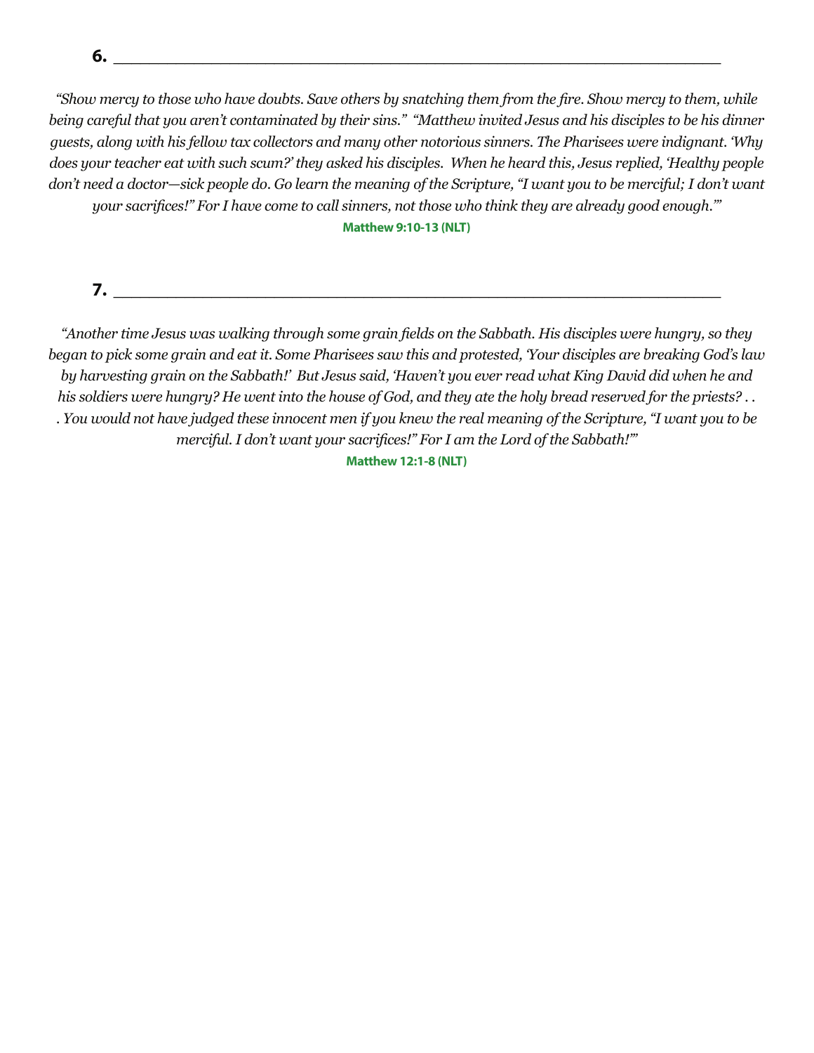**6.** \_\_\_\_\_\_\_\_\_\_\_\_\_\_\_\_\_\_\_\_\_\_\_\_\_\_\_\_\_\_\_\_\_\_\_\_\_\_\_\_\_\_\_\_\_\_\_\_\_\_\_\_\_\_\_\_\_\_\_\_

*"Show mercy to those who have doubts. Save others by snatching them from the fire. Show mercy to them, while being careful that you aren't contaminated by their sins." "Matthew invited Jesus and his disciples to be his dinner guests, along with his fellow tax collectors and many other notorious sinners. The Pharisees were indignant. 'Why does your teacher eat with such scum?' they asked his disciples. When he heard this, Jesus replied, 'Healthy people don't need a doctor—sick people do. Go learn the meaning of the Scripture, "I want you to be merciful; I don't want your sacrifices!" For I have come to call sinners, not those who think they are already good enough.'"*

**Matthew 9:10-13 (NLT)**

**7.** \_\_\_\_\_\_\_\_\_\_\_\_\_\_\_\_\_\_\_\_\_\_\_\_\_\_\_\_\_\_\_\_\_\_\_\_\_\_\_\_\_\_\_\_\_\_\_\_\_\_\_\_\_\_\_\_\_\_\_\_

*"Another time Jesus was walking through some grain fields on the Sabbath. His disciples were hungry, so they began to pick some grain and eat it. Some Pharisees saw this and protested, 'Your disciples are breaking God's law by harvesting grain on the Sabbath!' But Jesus said, 'Haven't you ever read what King David did when he and his soldiers were hungry? He went into the house of God, and they ate the holy bread reserved for the priests? . . . You would not have judged these innocent men if you knew the real meaning of the Scripture, "I want you to be merciful. I don't want your sacrifices!" For I am the Lord of the Sabbath!'"*

**Matthew 12:1-8 (NLT)**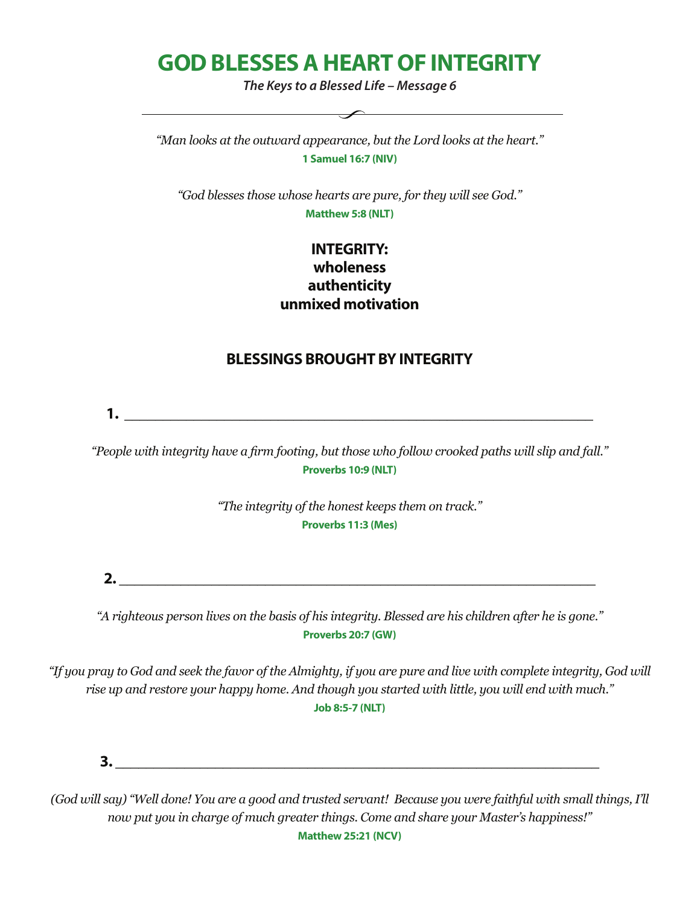# GOD BLESSES A HEART OF INTEGRITY

***The Keys to a Blessed Life – Message 6***

---

*"Man looks at the outward appearance, but the Lord looks at the heart."*
**1 Samuel 16:7 (NIV)**

*"God blesses those whose hearts are pure, for they will see God."*
**Matthew 5:8 (NLT)**

**INTEGRITY:**
**wholeness**
**authenticity**
**unmixed motivation**

## BLESSINGS BROUGHT BY INTEGRITY

**1.** ____________________________________________________________

*"People with integrity have a firm footing, but those who follow crooked paths will slip and fall."*
**Proverbs 10:9 (NLT)**

*"The integrity of the honest keeps them on track."*
**Proverbs 11:3 (Mes)**

**2.** ____________________________________________________________

*"A righteous person lives on the basis of his integrity. Blessed are his children after he is gone."*
**Proverbs 20:7 (GW)**

*"If you pray to God and seek the favor of the Almighty, if you are pure and live with complete integrity, God will rise up and restore your happy home. And though you started with little, you will end with much."*
**Job 8:5-7 (NLT)**

**3.** ____________________________________________________________

*(God will say) "Well done! You are a good and trusted servant! Because you were faithful with small things, I'll now put you in charge of much greater things. Come and share your Master's happiness!"*
**Matthew 25:21 (NCV)**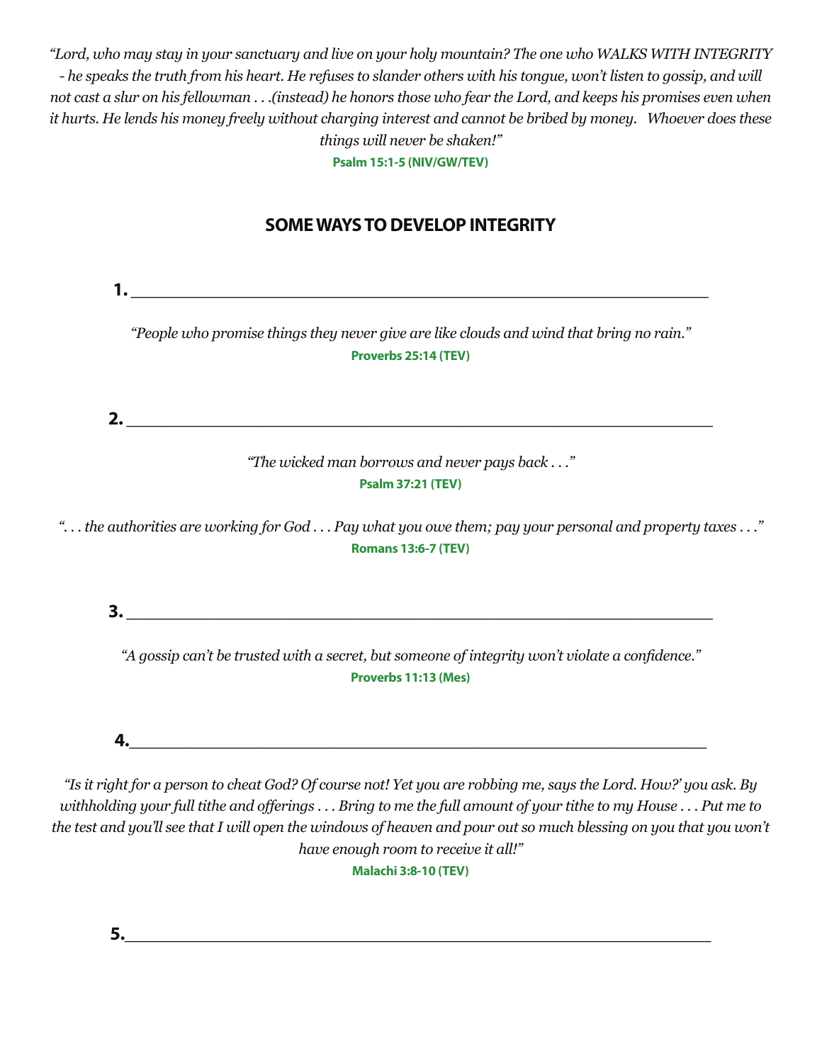*"Lord, who may stay in your sanctuary and live on your holy mountain? The one who WALKS WITH INTEGRITY - he speaks the truth from his heart. He refuses to slander others with his tongue, won't listen to gossip, and will not cast a slur on his fellowman . . .(instead) he honors those who fear the Lord, and keeps his promises even when it hurts. He lends his money freely without charging interest and cannot be bribed by money. Whoever does these things will never be shaken!"*

**Psalm 15:1-5 (NIV/GW/TEV)**

## SOME WAYS TO DEVELOP INTEGRITY

**1.** ______________________________________________

*"People who promise things they never give are like clouds and wind that bring no rain."*

**Proverbs 25:14 (TEV)**

**2.** ______________________________________________

*"The wicked man borrows and never pays back . . ."*

**Psalm 37:21 (TEV)**

*". . . the authorities are working for God . . . Pay what you owe them; pay your personal and property taxes . . ."*

**Romans 13:6-7 (TEV)**

**3.** ______________________________________________

*"A gossip can't be trusted with a secret, but someone of integrity won't violate a confidence."*

**Proverbs 11:13 (Mes)**

**4.** ______________________________________________

*"Is it right for a person to cheat God? Of course not! Yet you are robbing me, says the Lord. How?' you ask. By withholding your full tithe and offerings . . . Bring to me the full amount of your tithe to my House . . . Put me to the test and you'll see that I will open the windows of heaven and pour out so much blessing on you that you won't have enough room to receive it all!"*

**Malachi 3:8-10 (TEV)**

**5.** ______________________________________________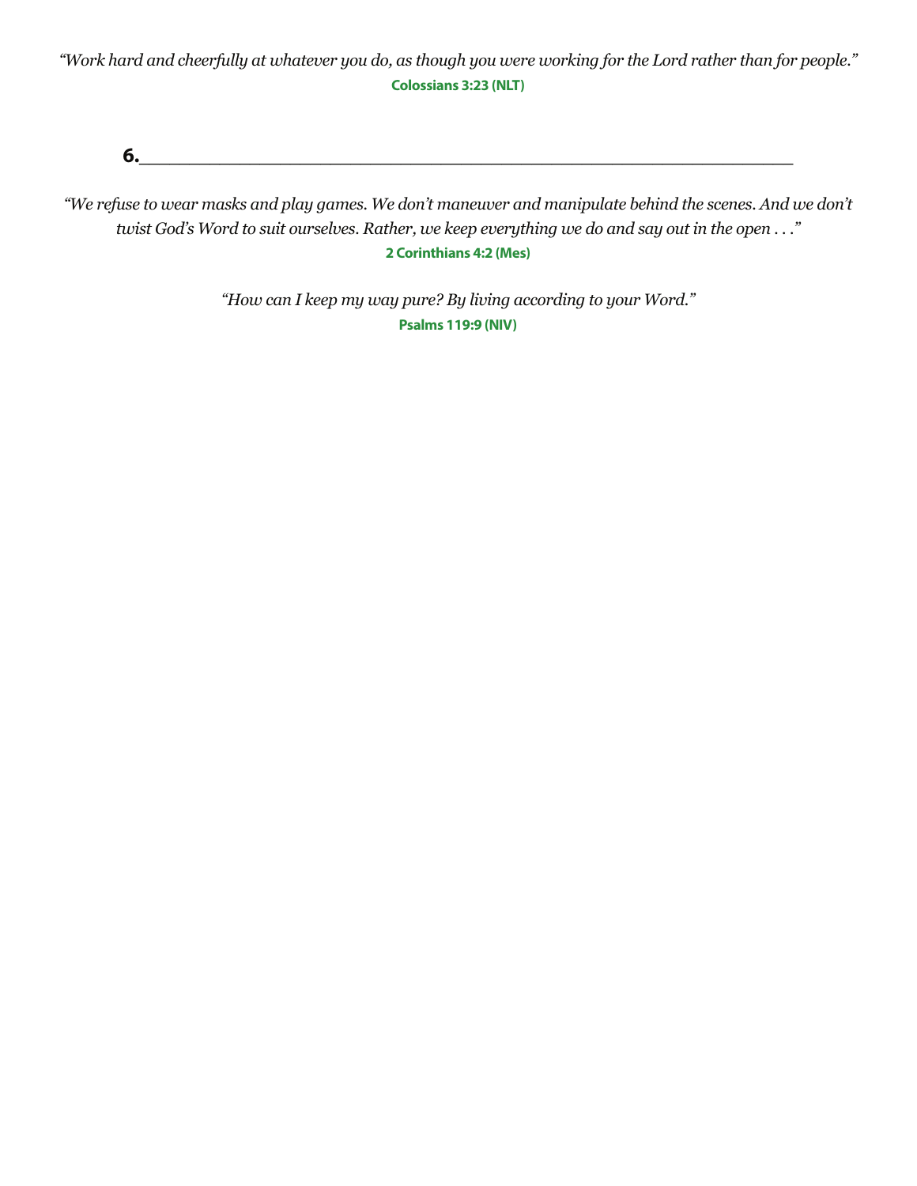*"Work hard and cheerfully at whatever you do, as though you were working for the Lord rather than for people."*
**Colossians 3:23 (NLT)**

**6.**______________________________________________________________

*"We refuse to wear masks and play games. We don't maneuver and manipulate behind the scenes. And we don't twist God's Word to suit ourselves. Rather, we keep everything we do and say out in the open . . ."*
**2 Corinthians 4:2 (Mes)**

*"How can I keep my way pure? By living according to your Word."*
**Psalms 119:9 (NIV)**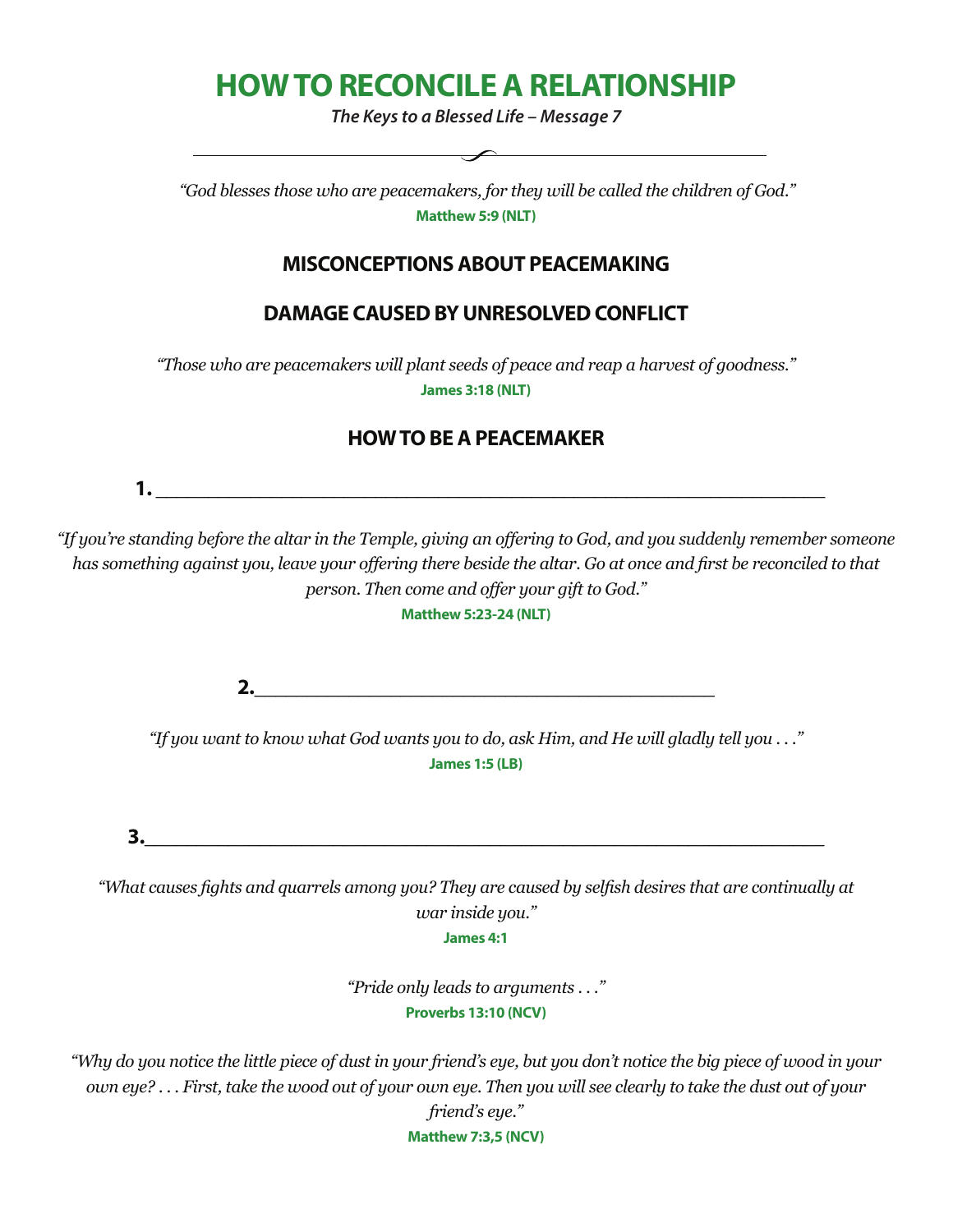# HOW TO RECONCILE A RELATIONSHIP

***The Keys to a Blessed Life – Message 7***

---

*"God blesses those who are peacemakers, for they will be called the children of God."*
**Matthew 5:9 (NLT)**

## MISCONCEPTIONS ABOUT PEACEMAKING

## DAMAGE CAUSED BY UNRESOLVED CONFLICT

*"Those who are peacemakers will plant seeds of peace and reap a harvest of goodness."*
**James 3:18 (NLT)**

## HOW TO BE A PEACEMAKER

**1.** ____________________________________________________________

*"If you're standing before the altar in the Temple, giving an offering to God, and you suddenly remember someone has something against you, leave your offering there beside the altar. Go at once and first be reconciled to that person. Then come and offer your gift to God."*
**Matthew 5:23-24 (NLT)**

**2.**__________________________________________

*"If you want to know what God wants you to do, ask Him, and He will gladly tell you . . ."*
**James 1:5 (LB)**

**3.**____________________________________________________________

*"What causes fights and quarrels among you? They are caused by selfish desires that are continually at war inside you."*
**James 4:1**

*"Pride only leads to arguments . . ."*
**Proverbs 13:10 (NCV)**

*"Why do you notice the little piece of dust in your friend's eye, but you don't notice the big piece of wood in your own eye? . . . First, take the wood out of your own eye. Then you will see clearly to take the dust out of your friend's eye."*
**Matthew 7:3,5 (NCV)**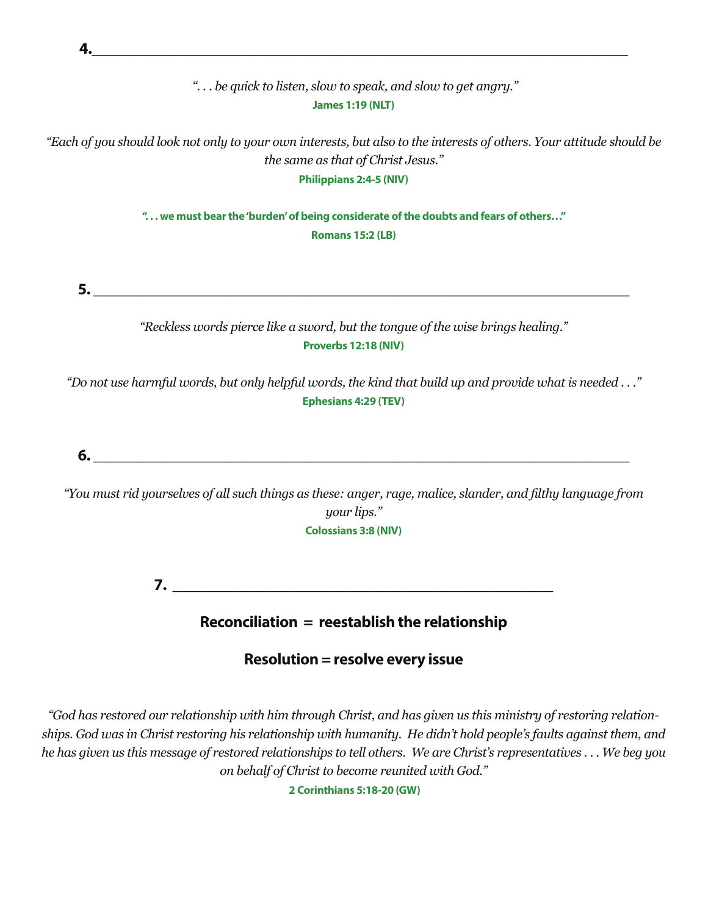**4.\_\_\_\_\_\_\_\_\_\_\_\_\_\_\_\_\_\_\_\_\_\_\_\_\_\_\_\_\_\_\_\_\_\_\_\_\_\_\_\_\_\_\_\_\_\_\_\_\_\_\_\_\_\_\_\_\_\_\_\_\_\_\_\_**

*". . . be quick to listen, slow to speak, and slow to get angry."*
**James 1:19 (NLT)**

*"Each of you should look not only to your own interests, but also to the interests of others. Your attitude should be the same as that of Christ Jesus."*
**Philippians 2:4-5 (NIV)**

**". . . we must bear the 'burden' of being considerate of the doubts and fears of others…"**
**Romans 15:2 (LB)**

**5. \_\_\_\_\_\_\_\_\_\_\_\_\_\_\_\_\_\_\_\_\_\_\_\_\_\_\_\_\_\_\_\_\_\_\_\_\_\_\_\_\_\_\_\_\_\_\_\_\_\_\_\_\_\_\_\_\_\_\_\_\_\_\_\_**

*"Reckless words pierce like a sword, but the tongue of the wise brings healing."*
**Proverbs 12:18 (NIV)**

*"Do not use harmful words, but only helpful words, the kind that build up and provide what is needed . . ."*
**Ephesians 4:29 (TEV)**

**6. \_\_\_\_\_\_\_\_\_\_\_\_\_\_\_\_\_\_\_\_\_\_\_\_\_\_\_\_\_\_\_\_\_\_\_\_\_\_\_\_\_\_\_\_\_\_\_\_\_\_\_\_\_\_\_\_\_\_\_\_\_\_\_\_**

*"You must rid yourselves of all such things as these: anger, rage, malice, slander, and filthy language from your lips."*
**Colossians 3:8 (NIV)**

**7. \_\_\_\_\_\_\_\_\_\_\_\_\_\_\_\_\_\_\_\_\_\_\_\_\_\_\_\_\_\_\_\_\_\_\_\_\_\_\_\_\_\_\_\_\_\_\_\_**

**Reconciliation = reestablish the relationship**

**Resolution = resolve every issue**

*"God has restored our relationship with him through Christ, and has given us this ministry of restoring relationships. God was in Christ restoring his relationship with humanity. He didn't hold people's faults against them, and he has given us this message of restored relationships to tell others. We are Christ's representatives . . . We beg you on behalf of Christ to become reunited with God."*
**2 Corinthians 5:18-20 (GW)**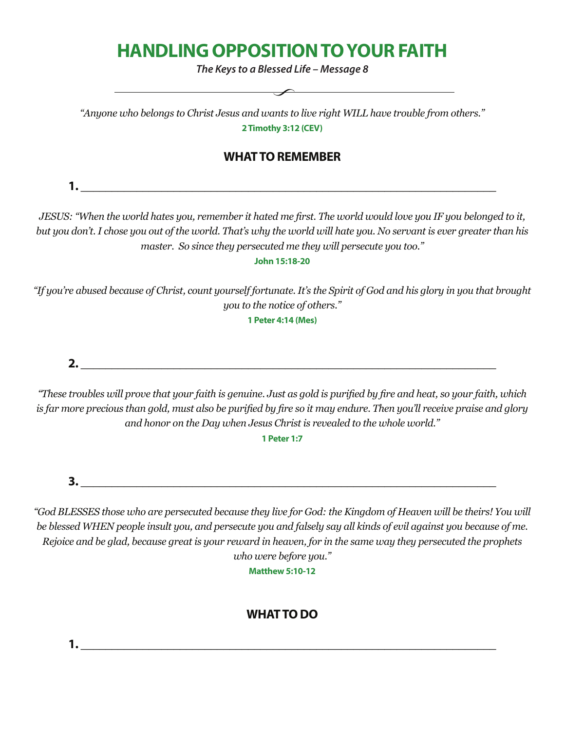# HANDLING OPPOSITION TO YOUR FAITH

***The Keys to a Blessed Life – Message 8***

---

*"Anyone who belongs to Christ Jesus and wants to live right WILL have trouble from others."*

**2 Timothy 3:12 (CEV)**

## WHAT TO REMEMBER

**1.** ______________________________________________________________

*JESUS: "When the world hates you, remember it hated me first. The world would love you IF you belonged to it, but you don't. I chose you out of the world. That's why the world will hate you. No servant is ever greater than his master. So since they persecuted me they will persecute you too."*

**John 15:18-20**

*"If you're abused because of Christ, count yourself fortunate. It's the Spirit of God and his glory in you that brought you to the notice of others."*

**1 Peter 4:14 (Mes)**

**2.** ______________________________________________________________

*"These troubles will prove that your faith is genuine. Just as gold is purified by fire and heat, so your faith, which is far more precious than gold, must also be purified by fire so it may endure. Then you'll receive praise and glory and honor on the Day when Jesus Christ is revealed to the whole world."*

**1 Peter 1:7**

**3.** ______________________________________________________________

*"God BLESSES those who are persecuted because they live for God: the Kingdom of Heaven will be theirs! You will be blessed WHEN people insult you, and persecute you and falsely say all kinds of evil against you because of me. Rejoice and be glad, because great is your reward in heaven, for in the same way they persecuted the prophets who were before you."*

**Matthew 5:10-12**

## WHAT TO DO

**1.** ______________________________________________________________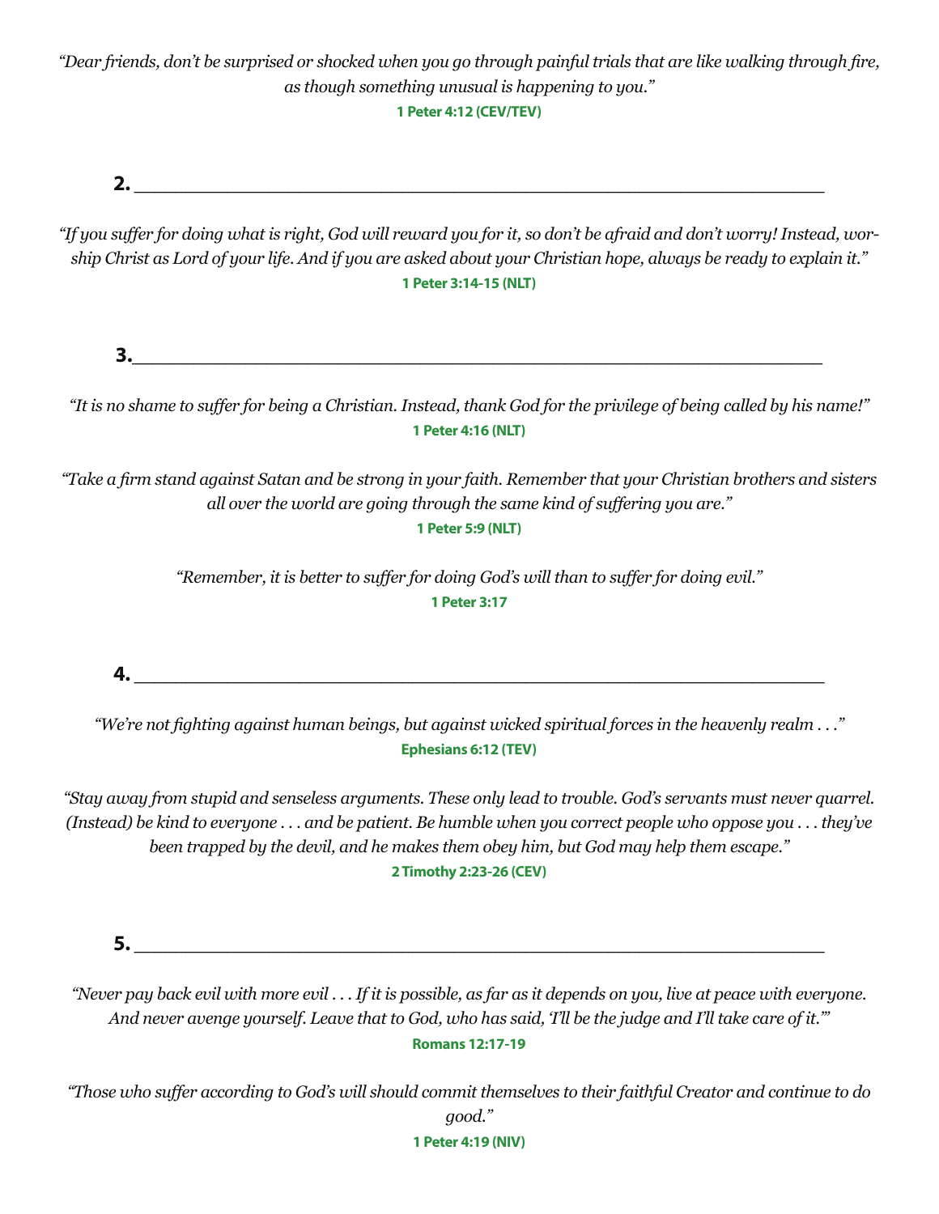*"Dear friends, don't be surprised or shocked when you go through painful trials that are like walking through fire, as though something unusual is happening to you."*

**1 Peter 4:12 (CEV/TEV)**

**2.** ____________________________________________________________

*"If you suffer for doing what is right, God will reward you for it, so don't be afraid and don't worry! Instead, worship Christ as Lord of your life. And if you are asked about your Christian hope, always be ready to explain it."*

**1 Peter 3:14-15 (NLT)**

**3.** ____________________________________________________________

*"It is no shame to suffer for being a Christian. Instead, thank God for the privilege of being called by his name!"*

**1 Peter 4:16 (NLT)**

*"Take a firm stand against Satan and be strong in your faith. Remember that your Christian brothers and sisters all over the world are going through the same kind of suffering you are."*

**1 Peter 5:9 (NLT)**

*"Remember, it is better to suffer for doing God's will than to suffer for doing evil."*

**1 Peter 3:17**

**4.** ____________________________________________________________

*"We're not fighting against human beings, but against wicked spiritual forces in the heavenly realm . . ."*

**Ephesians 6:12 (TEV)**

*"Stay away from stupid and senseless arguments. These only lead to trouble. God's servants must never quarrel. (Instead) be kind to everyone . . . and be patient. Be humble when you correct people who oppose you . . . they've been trapped by the devil, and he makes them obey him, but God may help them escape."*

**2 Timothy 2:23-26 (CEV)**

**5.** ____________________________________________________________

*"Never pay back evil with more evil . . . If it is possible, as far as it depends on you, live at peace with everyone. And never avenge yourself. Leave that to God, who has said, 'I'll be the judge and I'll take care of it.'"*

**Romans 12:17-19**

*"Those who suffer according to God's will should commit themselves to their faithful Creator and continue to do good."*

**1 Peter 4:19 (NIV)**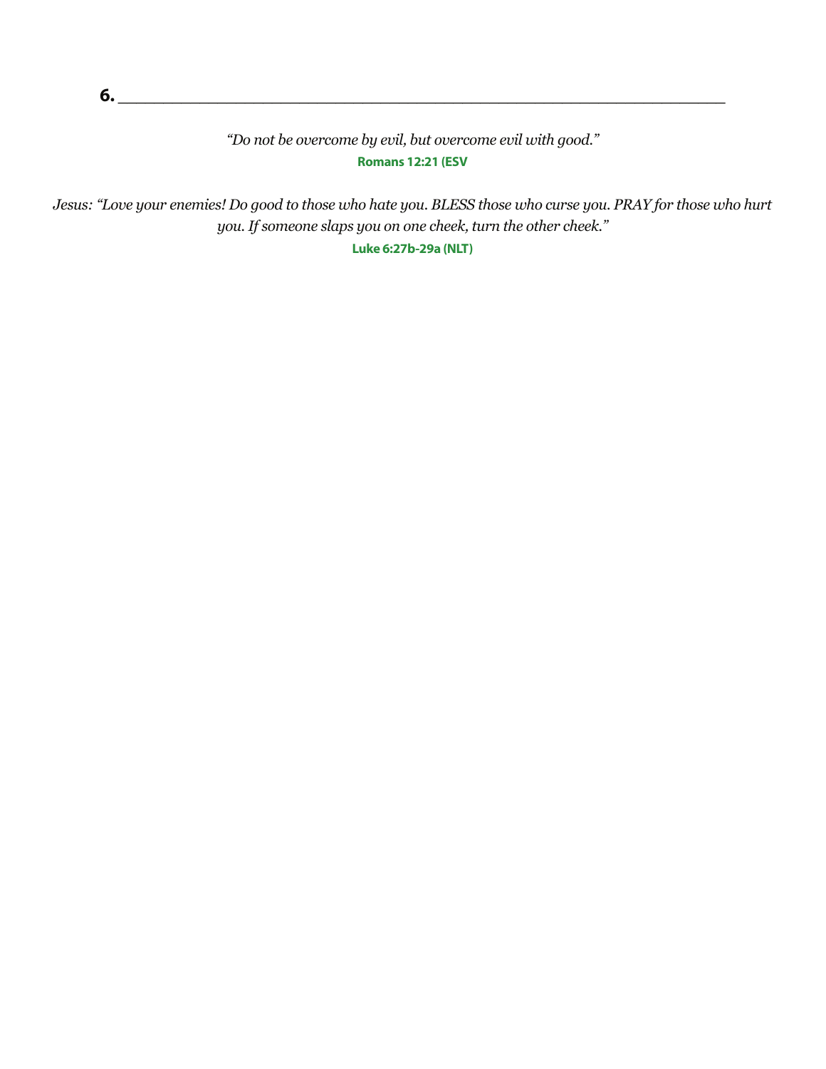**6. ____________________________________________________________**

*"Do not be overcome by evil, but overcome evil with good."*
**Romans 12:21 (ESV**

*Jesus: "Love your enemies! Do good to those who hate you. BLESS those who curse you. PRAY for those who hurt you. If someone slaps you on one cheek, turn the other cheek."*
**Luke 6:27b-29a (NLT)**